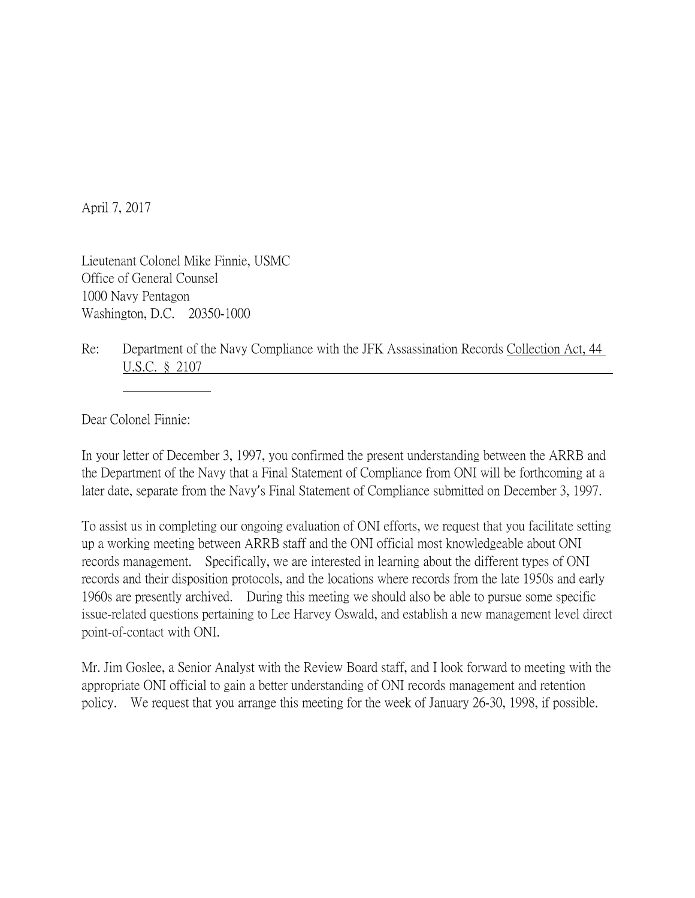April 7, 2017

Lieutenant Colonel Mike Finnie, USMC
Office of General Counsel
1000 Navy Pentagon
Washington, D.C. 20350-1000

Re: Department of the Navy Compliance with the JFK Assassination Records Collection Act, 44 U.S.C. § 2107

Dear Colonel Finnie:

In your letter of December 3, 1997, you confirmed the present understanding between the ARRB and the Department of the Navy that a Final Statement of Compliance from ONI will be forthcoming at a later date, separate from the Navy's Final Statement of Compliance submitted on December 3, 1997.

To assist us in completing our ongoing evaluation of ONI efforts, we request that you facilitate setting up a working meeting between ARRB staff and the ONI official most knowledgeable about ONI records management. Specifically, we are interested in learning about the different types of ONI records and their disposition protocols, and the locations where records from the late 1950s and early 1960s are presently archived. During this meeting we should also be able to pursue some specific issue-related questions pertaining to Lee Harvey Oswald, and establish a new management level direct point-of-contact with ONI.

Mr. Jim Goslee, a Senior Analyst with the Review Board staff, and I look forward to meeting with the appropriate ONI official to gain a better understanding of ONI records management and retention policy. We request that you arrange this meeting for the week of January 26-30, 1998, if possible.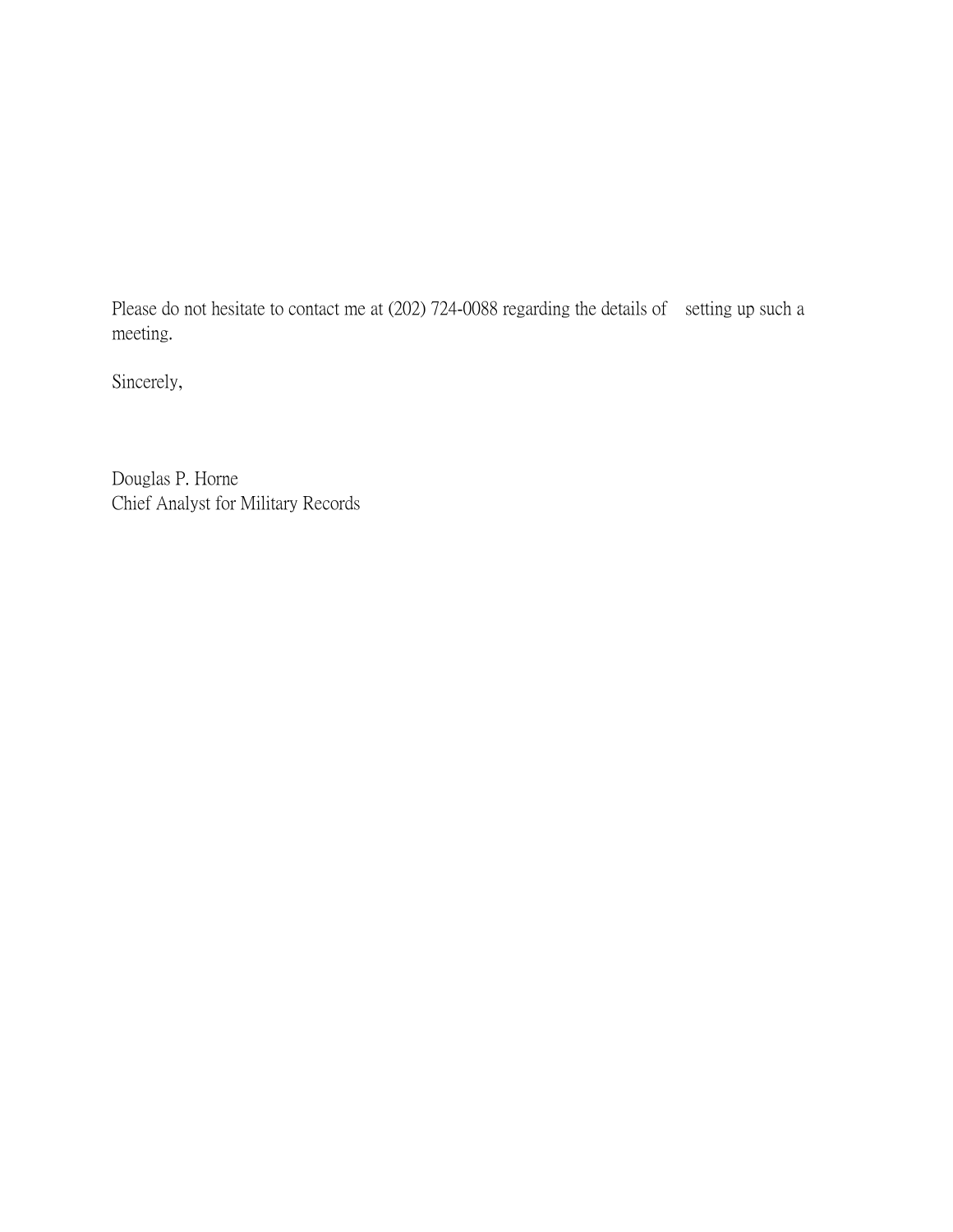Please do not hesitate to contact me at (202) 724-0088 regarding the details of setting up such a meeting.

Sincerely,

Douglas P. Horne
Chief Analyst for Military Records